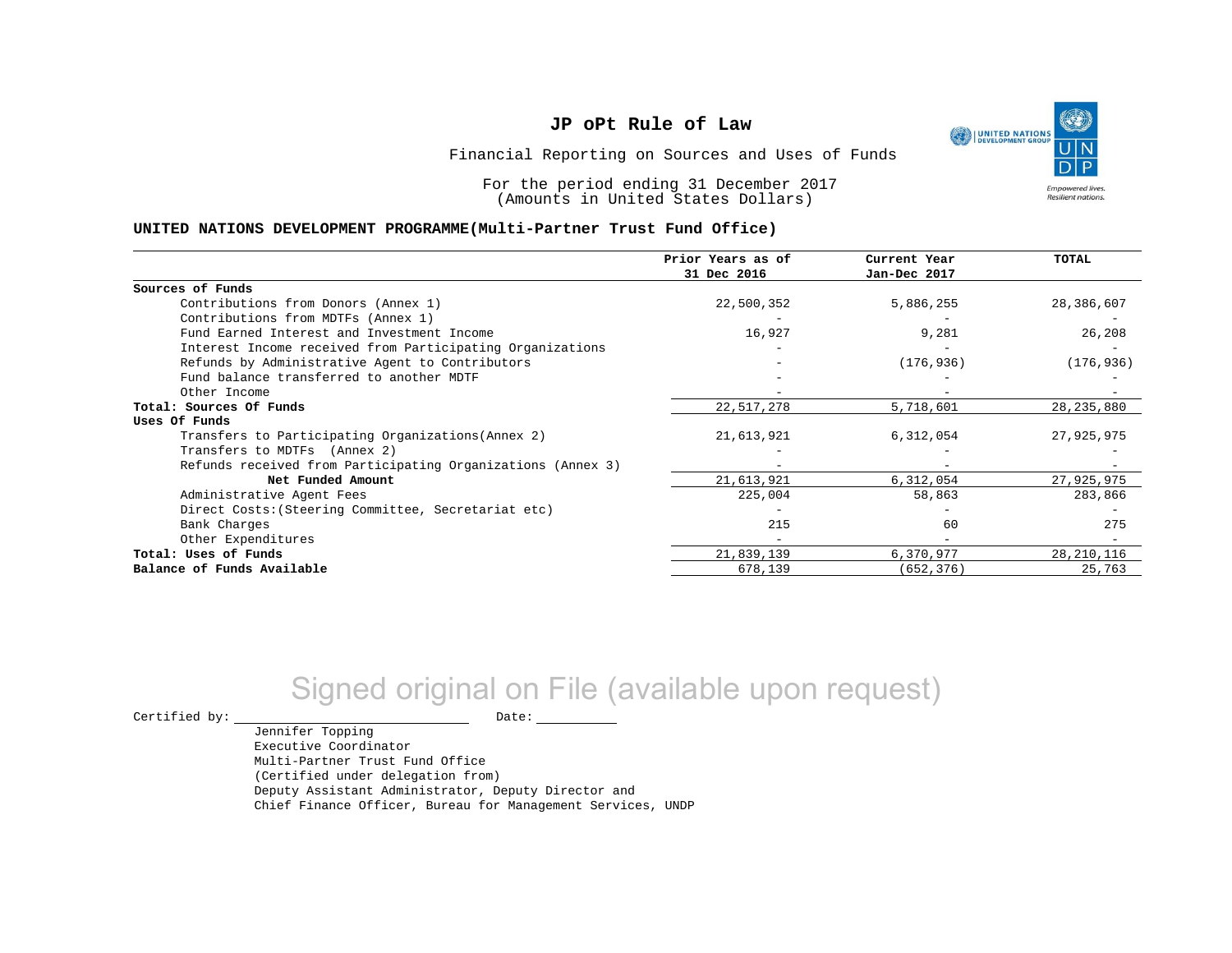# JP oPt Rule of Law

Financial Reporting on Sources and Uses of Funds

For the period ending 31 December 2017
(Amounts in United States Dollars)

## UNITED NATIONS DEVELOPMENT PROGRAMME(Multi-Partner Trust Fund Office)

| | Prior Years as of 31 Dec 2016 | Current Year Jan-Dec 2017 | TOTAL |
|---|---|---|---|
| **Sources of Funds** | | | |
| Contributions from Donors (Annex 1) | 22,500,352 | 5,886,255 | 28,386,607 |
| Contributions from MDTFs (Annex 1) | - | - | - |
| Fund Earned Interest and Investment Income | 16,927 | 9,281 | 26,208 |
| Interest Income received from Participating Organizations | - | - | - |
| Refunds by Administrative Agent to Contributors | - | (176,936) | (176,936) |
| Fund balance transferred to another MDTF | - | - | - |
| Other Income | - | - | - |
| **Total: Sources Of Funds** | 22,517,278 | 5,718,601 | 28,235,880 |
| **Uses Of Funds** | | | |
| Transfers to Participating Organizations(Annex 2) | 21,613,921 | 6,312,054 | 27,925,975 |
| Transfers to MDTFs (Annex 2) | - | - | - |
| Refunds received from Participating Organizations (Annex 3) | - | - | - |
| **Net Funded Amount** | 21,613,921 | 6,312,054 | 27,925,975 |
| Administrative Agent Fees | 225,004 | 58,863 | 283,866 |
| Direct Costs:(Steering Committee, Secretariat etc) | - | - | - |
| Bank Charges | 215 | 60 | 275 |
| Other Expenditures | - | - | - |
| **Total: Uses of Funds** | 21,839,139 | 6,370,977 | 28,210,116 |
| **Balance of Funds Available** | 678,139 | (652,376) | 25,763 |

Signed original on File (available upon request)

Certified by: \_\_\_\_\_\_\_\_\_\_\_\_\_\_\_\_\_\_\_\_ Date: \_\_\_\_\_\_\_\_\_\_

Jennifer Topping
Executive Coordinator
Multi-Partner Trust Fund Office
(Certified under delegation from)
Deputy Assistant Administrator, Deputy Director and
Chief Finance Officer, Bureau for Management Services, UNDP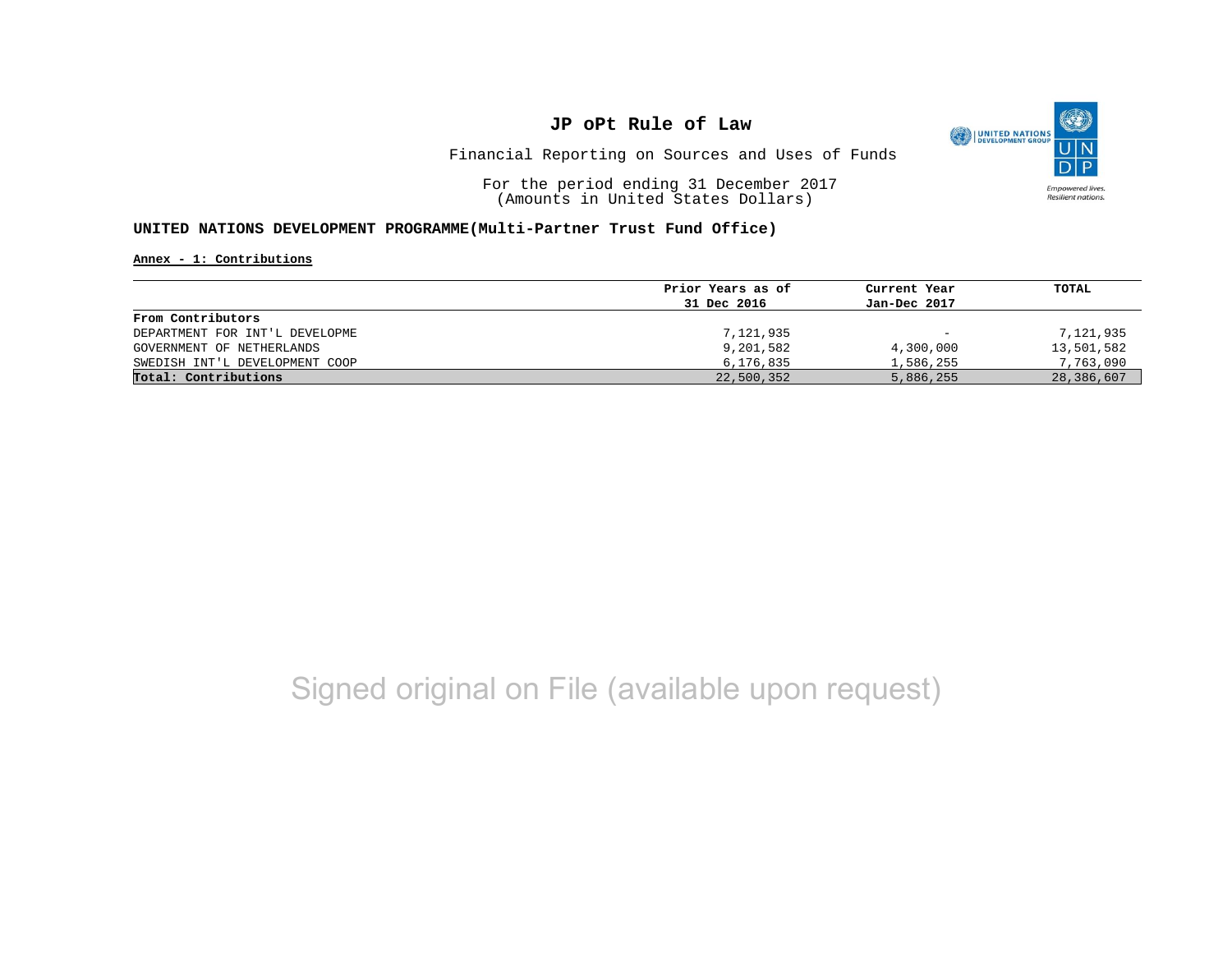# JP oPt Rule of Law

Financial Reporting on Sources and Uses of Funds

For the period ending 31 December 2017
(Amounts in United States Dollars)

**UNITED NATIONS DEVELOPMENT PROGRAMME(Multi-Partner Trust Fund Office)**

**Annex - 1: Contributions**

| | Prior Years as of 31 Dec 2016 | Current Year Jan-Dec 2017 | TOTAL |
|---|---|---|---|
| **From Contributors** | | | |
| DEPARTMENT FOR INT'L DEVELOPME | 7,121,935 | - | 7,121,935 |
| GOVERNMENT OF NETHERLANDS | 9,201,582 | 4,300,000 | 13,501,582 |
| SWEDISH INT'L DEVELOPMENT COOP | 6,176,835 | 1,586,255 | 7,763,090 |
| **Total: Contributions** | 22,500,352 | 5,886,255 | 28,386,607 |

Signed original on File (available upon request)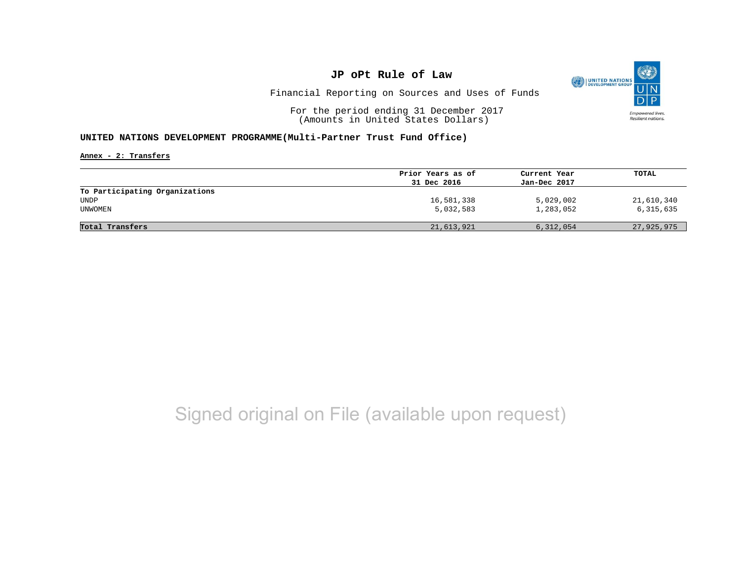# JP oPt Rule of Law

Financial Reporting on Sources and Uses of Funds

For the period ending 31 December 2017
(Amounts in United States Dollars)

**UNITED NATIONS DEVELOPMENT PROGRAMME(Multi-Partner Trust Fund Office)**

**Annex - 2: Transfers**

| | Prior Years as of 31 Dec 2016 | Current Year Jan-Dec 2017 | TOTAL |
|---|---|---|---|
| **To Participating Organizations** | | | |
| UNDP | 16,581,338 | 5,029,002 | 21,610,340 |
| UNWOMEN | 5,032,583 | 1,283,052 | 6,315,635 |
| **Total Transfers** | 21,613,921 | 6,312,054 | 27,925,975 |

Signed original on File (available upon request)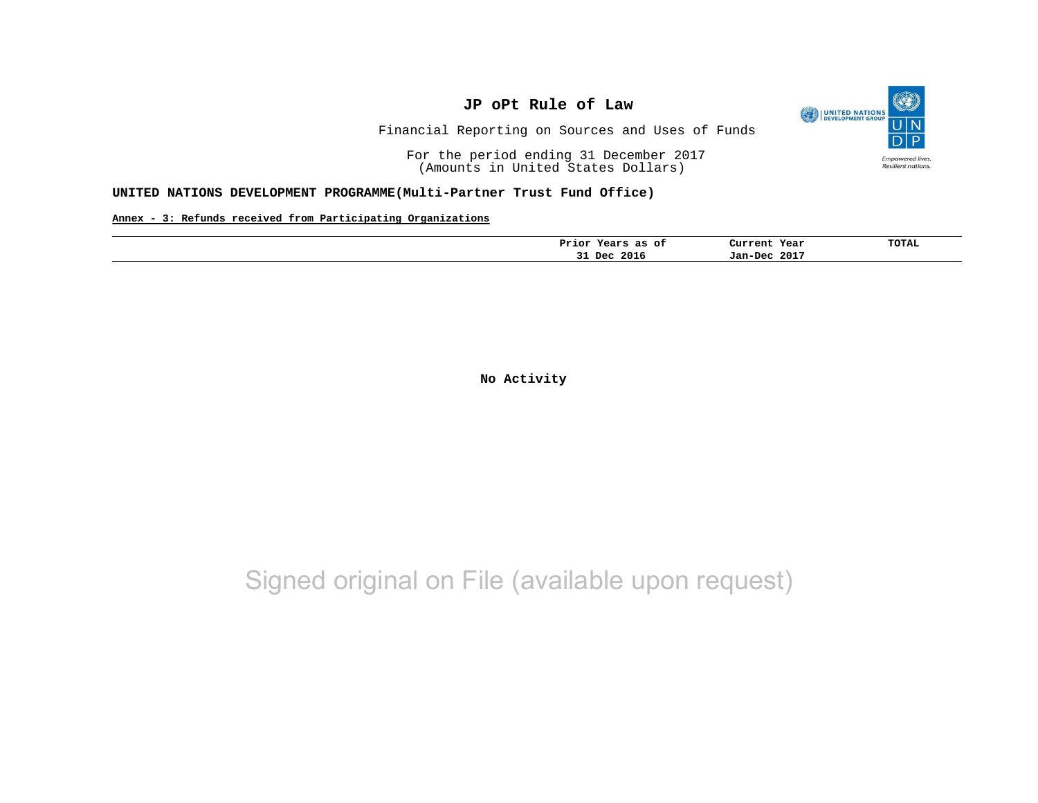# JP oPt Rule of Law

Financial Reporting on Sources and Uses of Funds

For the period ending 31 December 2017
(Amounts in United States Dollars)

**UNITED NATIONS DEVELOPMENT PROGRAMME(Multi-Partner Trust Fund Office)**

**Annex - 3: Refunds received from Participating Organizations**

| | Prior Years as of 31 Dec 2016 | Current Year Jan-Dec 2017 | TOTAL |
|---|---|---|---|

**No Activity**

Signed original on File (available upon request)